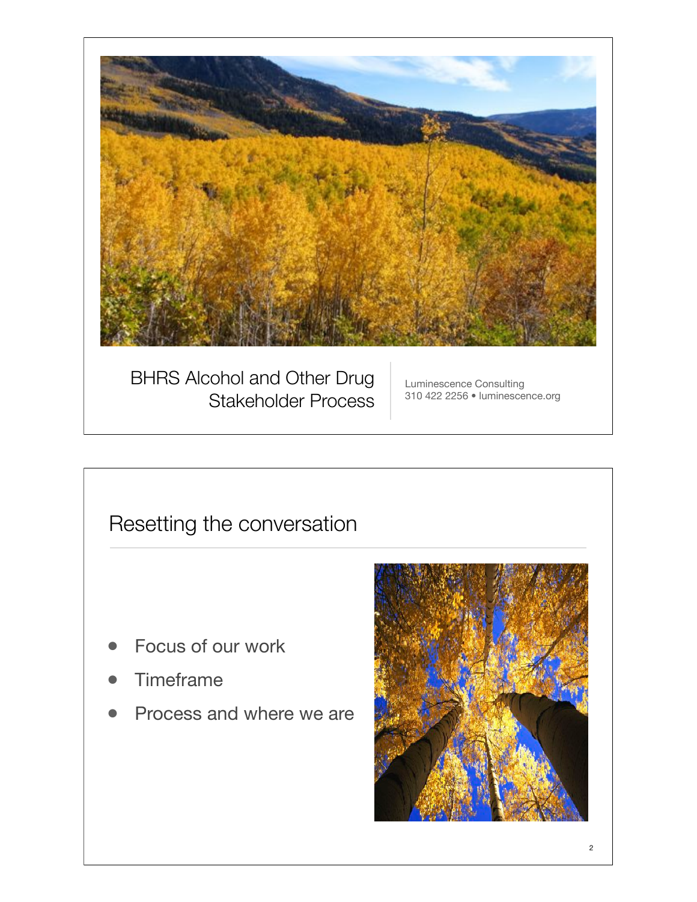# BHRS Alcohol and Other Drug Stakeholder Process

Luminescence Consulting
310 422 2256 • luminescence.org

## Resetting the conversation

- Focus of our work
- Timeframe
- Process and where we are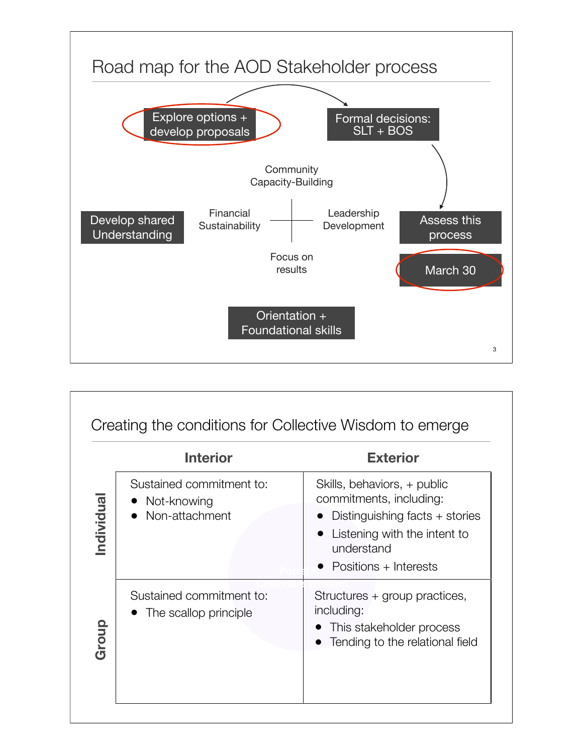## Road map for the AOD Stakeholder process

- Explore options + develop proposals
- Formal decisions: SLT + BOS
- Assess this process
- March 30
- Develop shared Understanding
- Orientation + Foundational skills

Community Capacity-Building

Financial Sustainability

Leadership Development

Focus on results

## Creating the conditions for Collective Wisdom to emerge

| | Interior | Exterior |
|---|---|---|
| **Individual** | Sustained commitment to:<br>• Not-knowing<br>• Non-attachment | Skills, behaviors, + public commitments, including:<br>• Distinguishing facts + stories<br>• Listening with the intent to understand<br>• Positions + Interests |
| **Group** | Sustained commitment to:<br>• The scallop principle | Structures + group practices, including:<br>• This stakeholder process<br>• Tending to the relational field |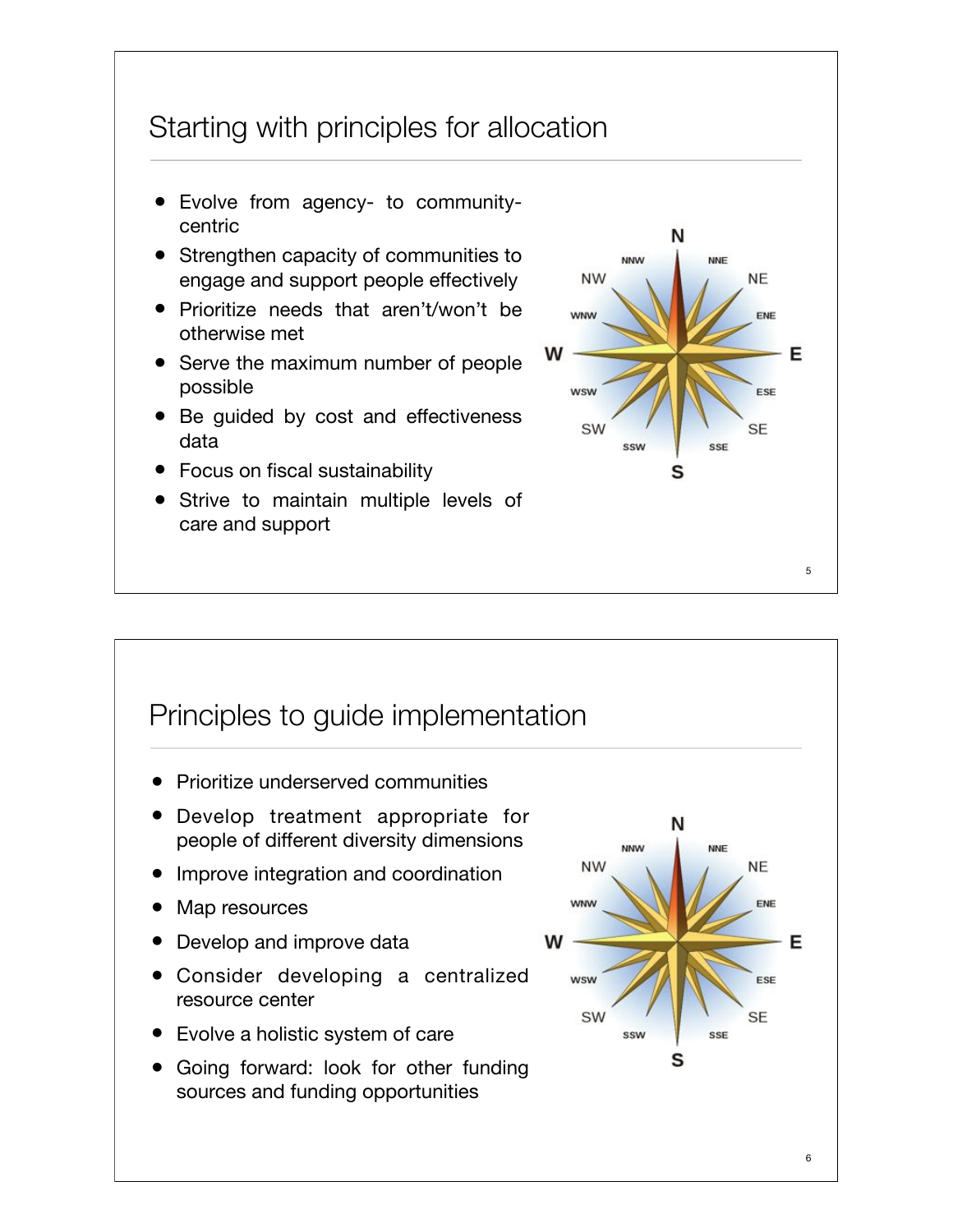## Starting with principles for allocation

- Evolve from agency- to community-centric
- Strengthen capacity of communities to engage and support people effectively
- Prioritize needs that aren't/won't be otherwise met
- Serve the maximum number of people possible
- Be guided by cost and effectiveness data
- Focus on fiscal sustainability
- Strive to maintain multiple levels of care and support

## Principles to guide implementation

- Prioritize underserved communities
- Develop treatment appropriate for people of different diversity dimensions
- Improve integration and coordination
- Map resources
- Develop and improve data
- Consider developing a centralized resource center
- Evolve a holistic system of care
- Going forward: look for other funding sources and funding opportunities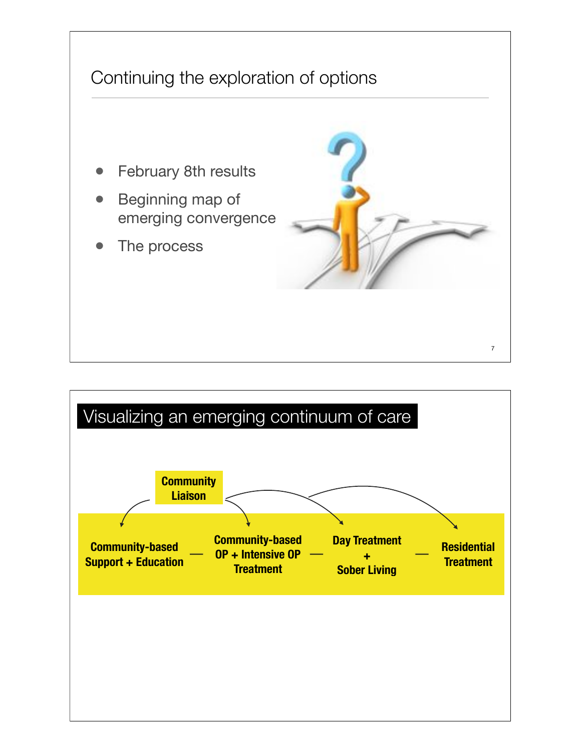## Continuing the exploration of options

- February 8th results
- Beginning map of emerging convergence
- The process

## Visualizing an emerging continuum of care

**Community Liaison**

**Community-based Support + Education** — **Community-based OP + Intensive OP Treatment** — **Day Treatment + Sober Living** — **Residential Treatment**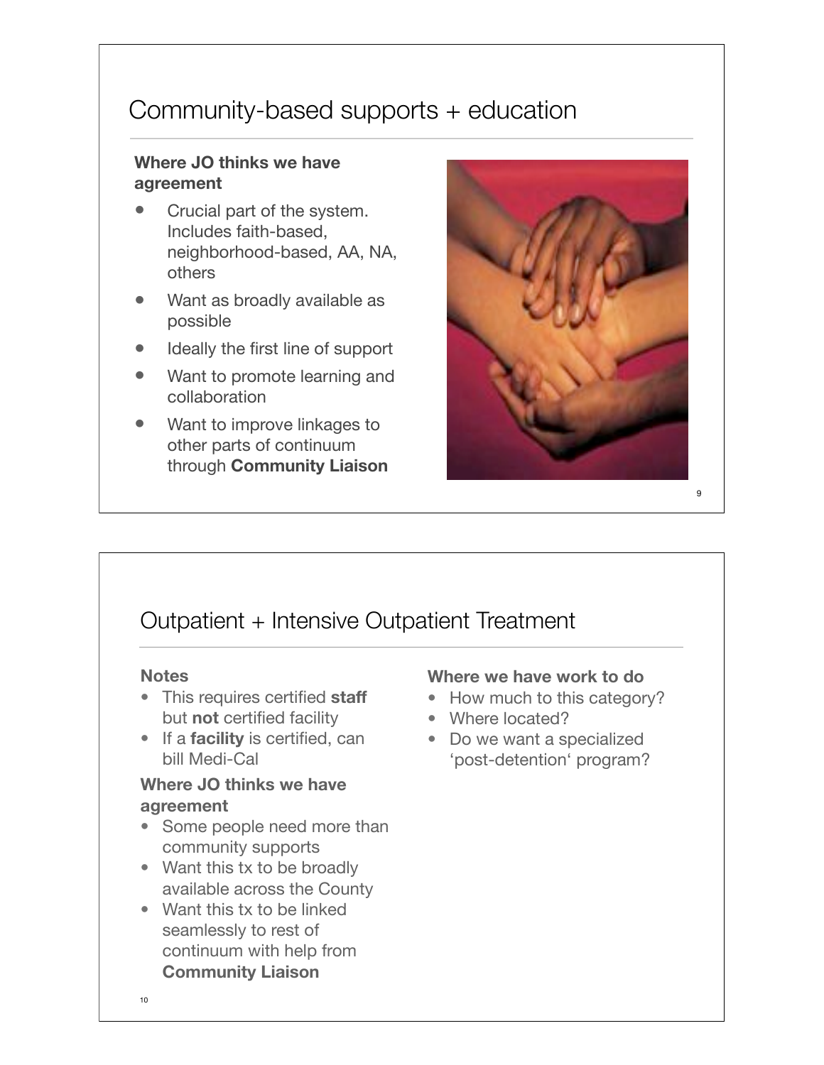## Community-based supports + education

**Where JO thinks we have agreement**

- Crucial part of the system. Includes faith-based, neighborhood-based, AA, NA, others
- Want as broadly available as possible
- Ideally the first line of support
- Want to promote learning and collaboration
- Want to improve linkages to other parts of continuum through **Community Liaison**

## Outpatient + Intensive Outpatient Treatment

**Notes**

- This requires certified **staff** but **not** certified facility
- If a **facility** is certified, can bill Medi-Cal

**Where JO thinks we have agreement**

- Some people need more than community supports
- Want this tx to be broadly available across the County
- Want this tx to be linked seamlessly to rest of continuum with help from **Community Liaison**

**Where we have work to do**

- How much to this category?
- Where located?
- Do we want a specialized 'post-detention' program?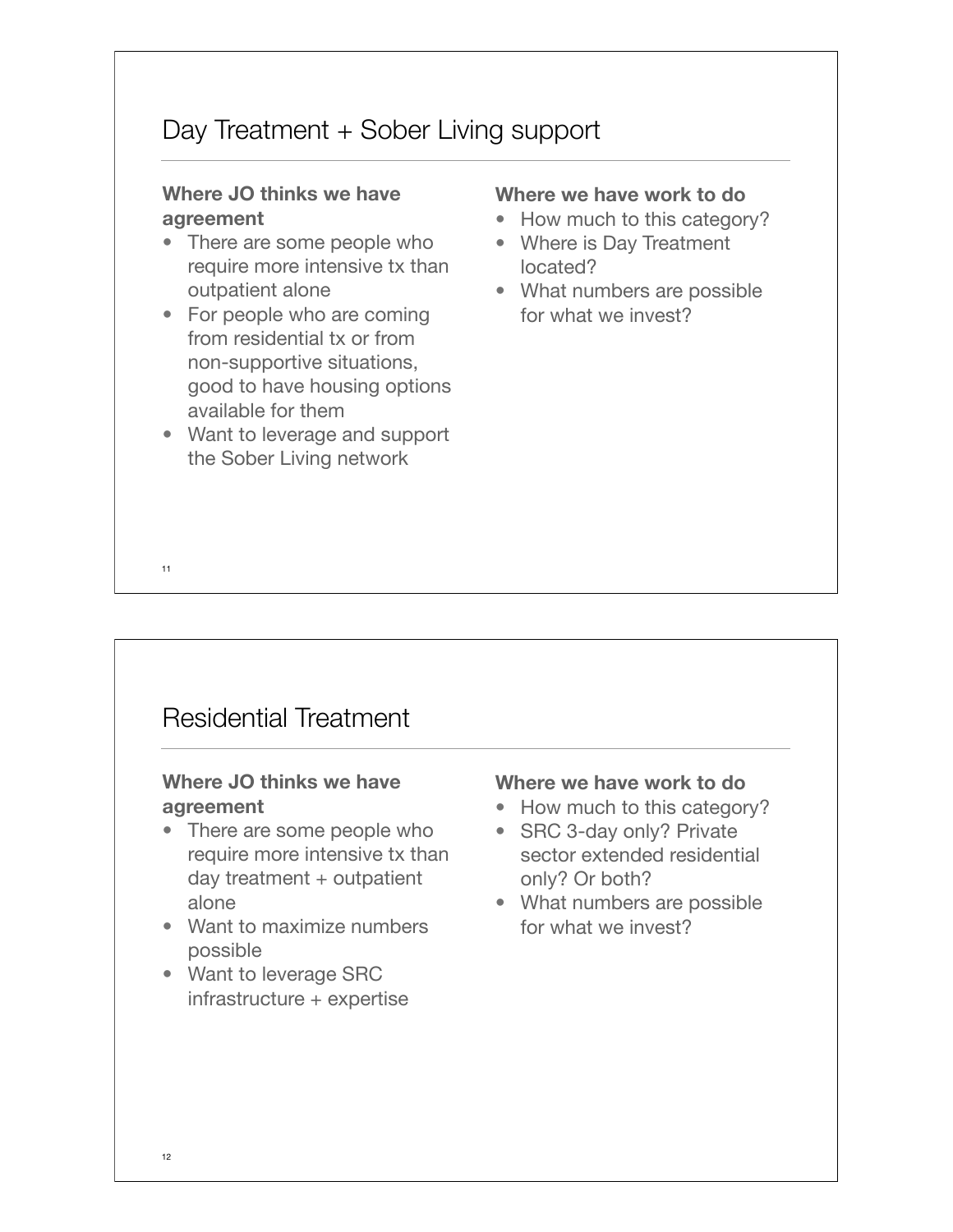## Day Treatment + Sober Living support

**Where JO thinks we have agreement**

- There are some people who require more intensive tx than outpatient alone
- For people who are coming from residential tx or from non-supportive situations, good to have housing options available for them
- Want to leverage and support the Sober Living network

**Where we have work to do**

- How much to this category?
- Where is Day Treatment located?
- What numbers are possible for what we invest?

## Residential Treatment

**Where JO thinks we have agreement**

- There are some people who require more intensive tx than day treatment + outpatient alone
- Want to maximize numbers possible
- Want to leverage SRC infrastructure + expertise

**Where we have work to do**

- How much to this category?
- SRC 3-day only? Private sector extended residential only? Or both?
- What numbers are possible for what we invest?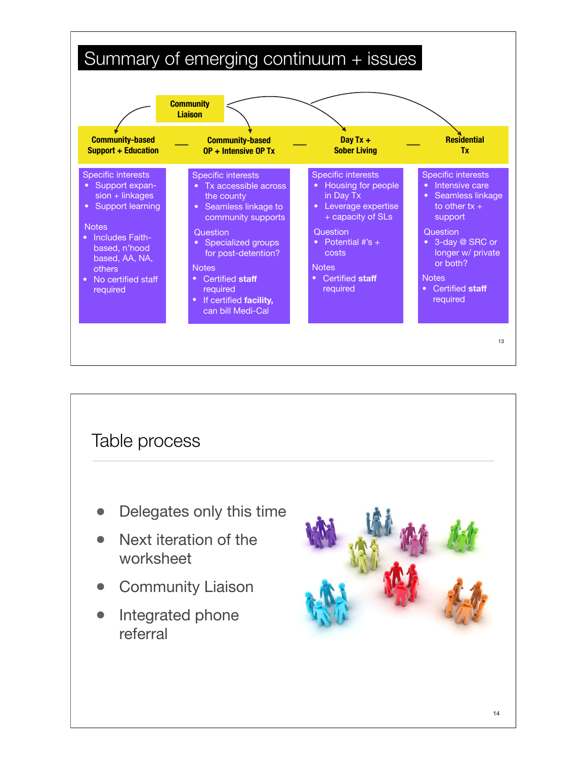# Summary of emerging continuum + issues

**Community Liaison**

**Community-based Support + Education** — **Community-based OP + Intensive OP Tx** — **Day Tx + Sober Living** — **Residential Tx**

### Community-based Support + Education

Specific interests
- Support expansion + linkages
- Support learning

Notes
- Includes Faith-based, n'hood based, AA, NA, others
- No certified staff required

### Community-based OP + Intensive OP Tx

Specific interests
- Tx accessible across the county
- Seamless linkage to community supports

Question
- Specialized groups for post-detention?

Notes
- Certified **staff** required
- If certified **facility,** can bill Medi-Cal

### Day Tx + Sober Living

Specific interests
- Housing for people in Day Tx
- Leverage expertise + capacity of SLs

Question
- Potential #'s + costs

Notes
- Certified **staff** required

### Residential Tx

Specific interests
- Intensive care
- Seamless linkage to other tx + support

Question
- 3-day @ SRC or longer w/ private or both?

Notes
- Certified **staff** required

# Table process

- Delegates only this time
- Next iteration of the worksheet
- Community Liaison
- Integrated phone referral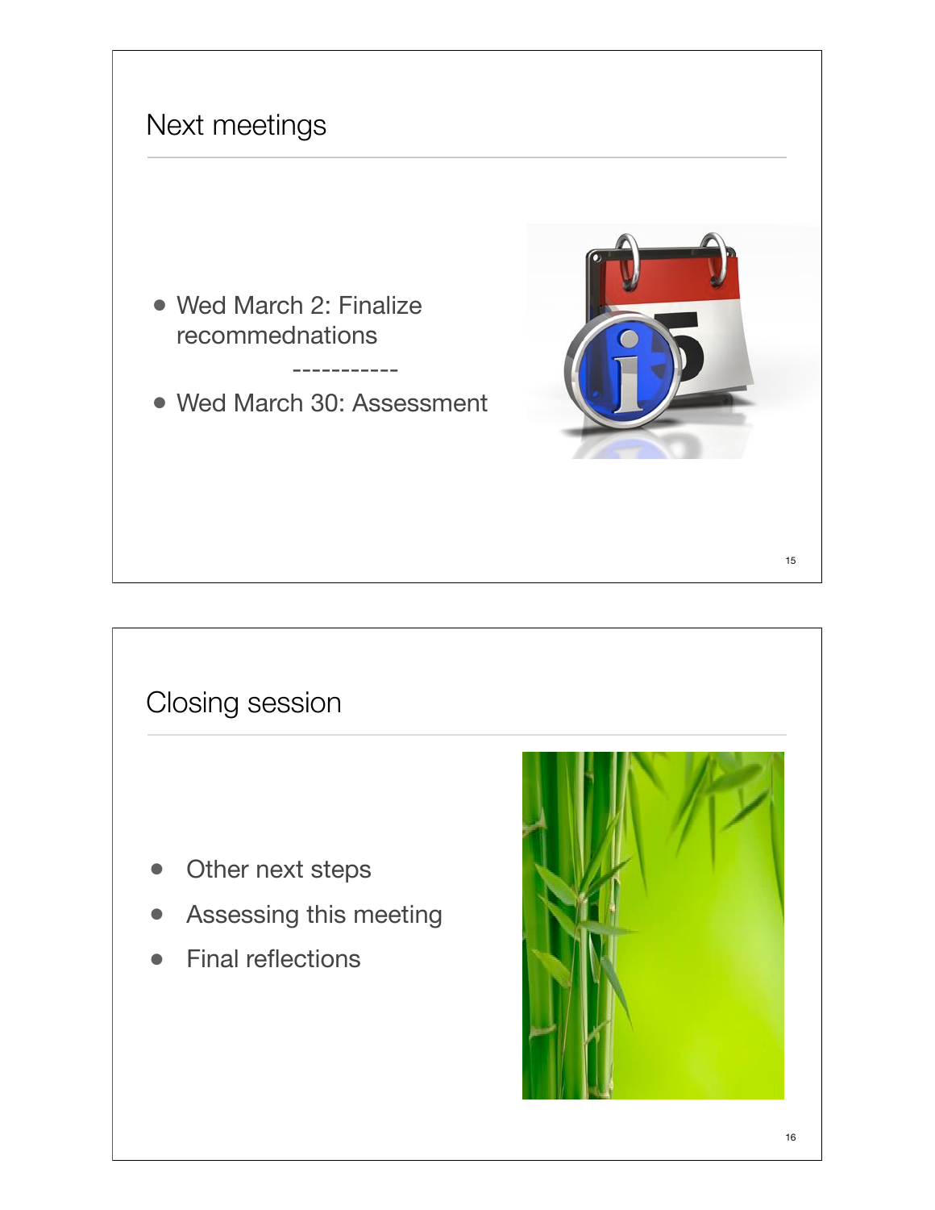## Next meetings

- Wed March 2: Finalize recommednations

-----------

- Wed March 30: Assessment

## Closing session

- Other next steps
- Assessing this meeting
- Final reflections